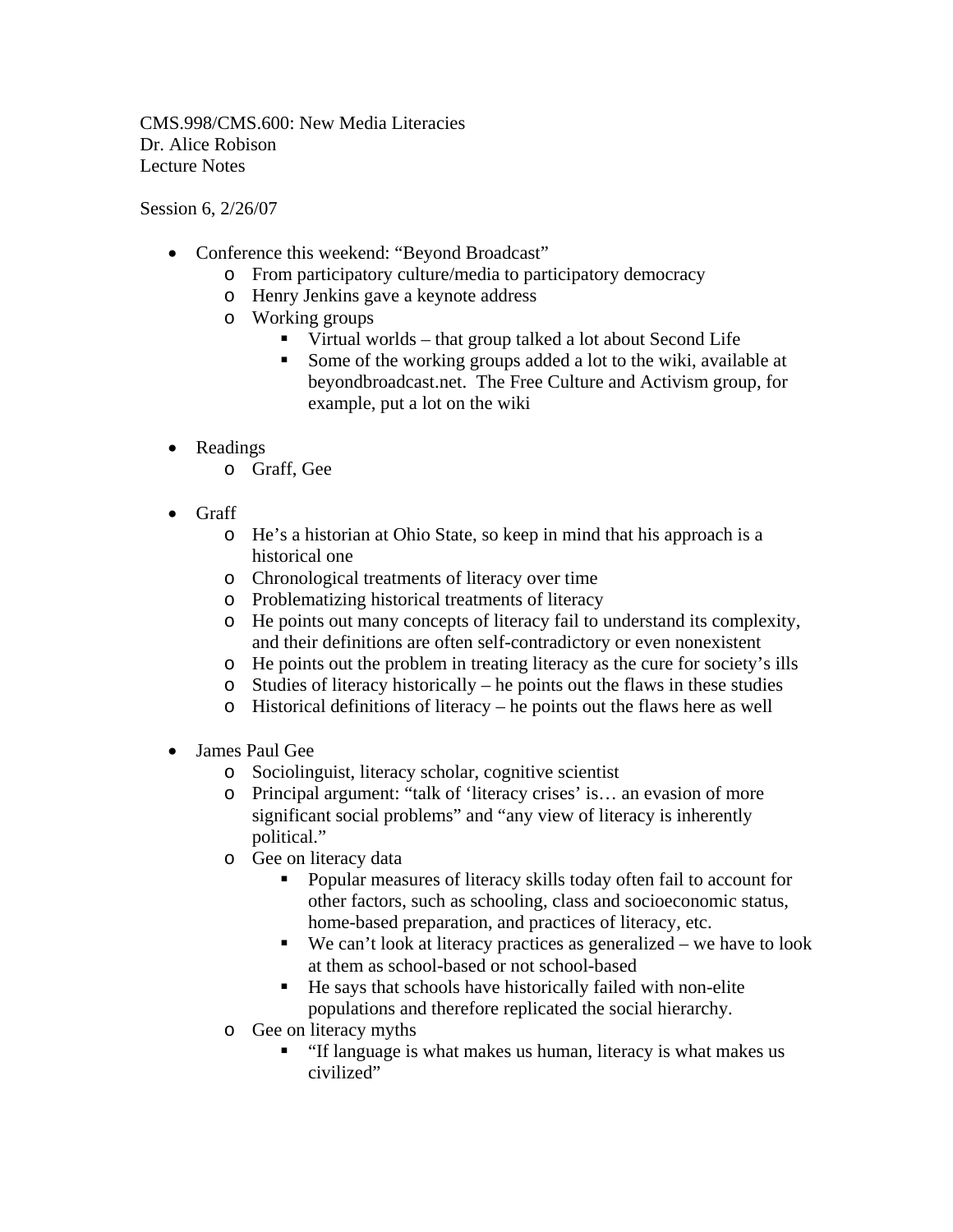CMS.998/CMS.600: New Media Literacies
Dr. Alice Robison
Lecture Notes

Session 6, 2/26/07

- Conference this weekend: "Beyond Broadcast"
  - From participatory culture/media to participatory democracy
  - Henry Jenkins gave a keynote address
  - Working groups
    - Virtual worlds – that group talked a lot about Second Life
    - Some of the working groups added a lot to the wiki, available at beyondbroadcast.net. The Free Culture and Activism group, for example, put a lot on the wiki

- Readings
  - Graff, Gee

- Graff
  - He's a historian at Ohio State, so keep in mind that his approach is a historical one
  - Chronological treatments of literacy over time
  - Problematizing historical treatments of literacy
  - He points out many concepts of literacy fail to understand its complexity, and their definitions are often self-contradictory or even nonexistent
  - He points out the problem in treating literacy as the cure for society's ills
  - Studies of literacy historically – he points out the flaws in these studies
  - Historical definitions of literacy – he points out the flaws here as well

- James Paul Gee
  - Sociolinguist, literacy scholar, cognitive scientist
  - Principal argument: "talk of 'literacy crises' is… an evasion of more significant social problems" and "any view of literacy is inherently political."
  - Gee on literacy data
    - Popular measures of literacy skills today often fail to account for other factors, such as schooling, class and socioeconomic status, home-based preparation, and practices of literacy, etc.
    - We can't look at literacy practices as generalized – we have to look at them as school-based or not school-based
    - He says that schools have historically failed with non-elite populations and therefore replicated the social hierarchy.
  - Gee on literacy myths
    - "If language is what makes us human, literacy is what makes us civilized"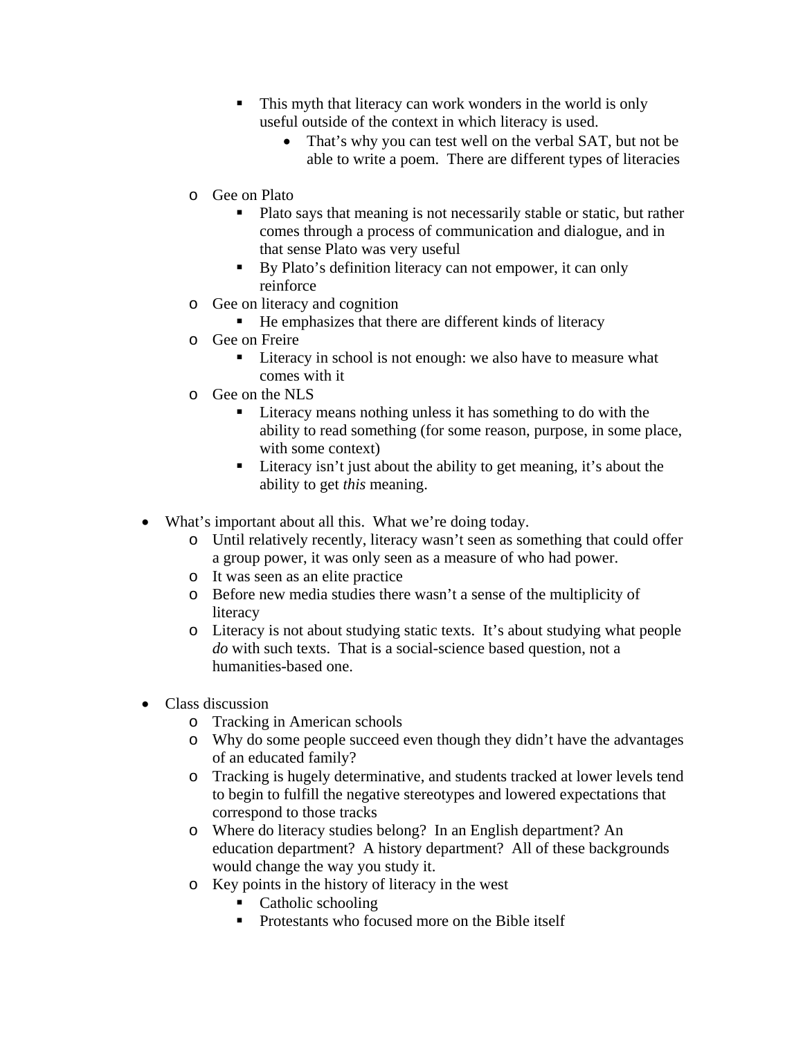- This myth that literacy can work wonders in the world is only useful outside of the context in which literacy is used.
      - That's why you can test well on the verbal SAT, but not be able to write a poem. There are different types of literacies

  - Gee on Plato
    - Plato says that meaning is not necessarily stable or static, but rather comes through a process of communication and dialogue, and in that sense Plato was very useful
    - By Plato's definition literacy can not empower, it can only reinforce
  - Gee on literacy and cognition
    - He emphasizes that there are different kinds of literacy
  - Gee on Freire
    - Literacy in school is not enough: we also have to measure what comes with it
  - Gee on the NLS
    - Literacy means nothing unless it has something to do with the ability to read something (for some reason, purpose, in some place, with some context)
    - Literacy isn't just about the ability to get meaning, it's about the ability to get *this* meaning.

- What's important about all this. What we're doing today.
  - Until relatively recently, literacy wasn't seen as something that could offer a group power, it was only seen as a measure of who had power.
  - It was seen as an elite practice
  - Before new media studies there wasn't a sense of the multiplicity of literacy
  - Literacy is not about studying static texts. It's about studying what people *do* with such texts. That is a social-science based question, not a humanities-based one.

- Class discussion
  - Tracking in American schools
  - Why do some people succeed even though they didn't have the advantages of an educated family?
  - Tracking is hugely determinative, and students tracked at lower levels tend to begin to fulfill the negative stereotypes and lowered expectations that correspond to those tracks
  - Where do literacy studies belong? In an English department? An education department? A history department? All of these backgrounds would change the way you study it.
  - Key points in the history of literacy in the west
    - Catholic schooling
    - Protestants who focused more on the Bible itself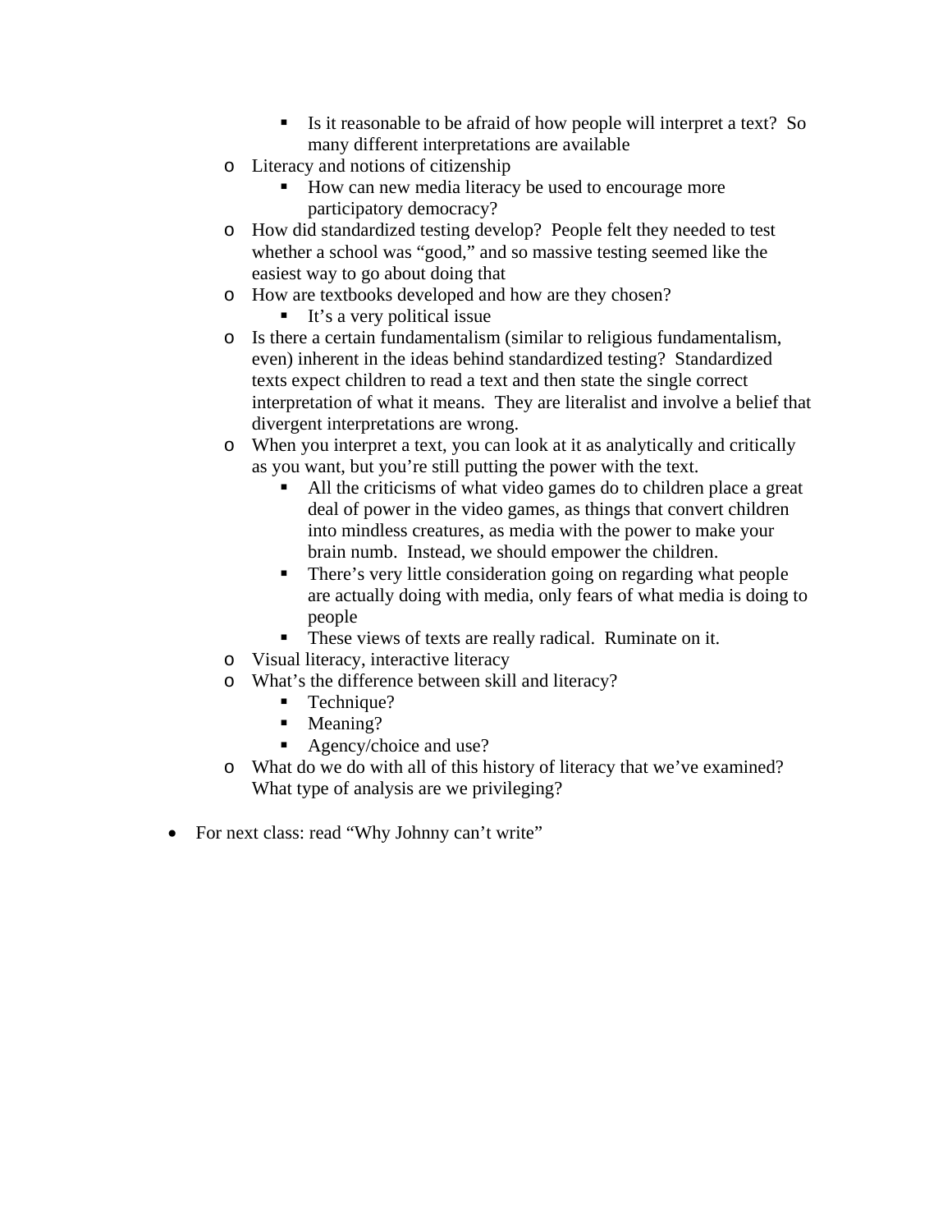- Is it reasonable to be afraid of how people will interpret a text?  So many different interpretations are available
  - Literacy and notions of citizenship
    - How can new media literacy be used to encourage more participatory democracy?
  - How did standardized testing develop?  People felt they needed to test whether a school was "good," and so massive testing seemed like the easiest way to go about doing that
  - How are textbooks developed and how are they chosen?
    - It's a very political issue
  - Is there a certain fundamentalism (similar to religious fundamentalism, even) inherent in the ideas behind standardized testing?  Standardized texts expect children to read a text and then state the single correct interpretation of what it means.  They are literalist and involve a belief that divergent interpretations are wrong.
  - When you interpret a text, you can look at it as analytically and critically as you want, but you're still putting the power with the text.
    - All the criticisms of what video games do to children place a great deal of power in the video games, as things that convert children into mindless creatures, as media with the power to make your brain numb.  Instead, we should empower the children.
    - There's very little consideration going on regarding what people are actually doing with media, only fears of what media is doing to people
    - These views of texts are really radical.  Ruminate on it.
  - Visual literacy, interactive literacy
  - What's the difference between skill and literacy?
    - Technique?
    - Meaning?
    - Agency/choice and use?
  - What do we do with all of this history of literacy that we've examined?  What type of analysis are we privileging?

- For next class: read "Why Johnny can't write"